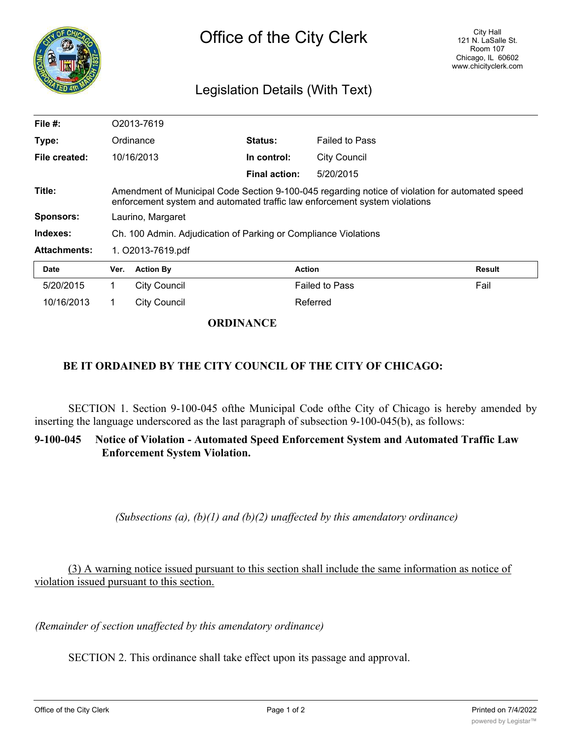# Office of the City Clerk

City Hall
121 N. LaSalle St.
Room 107
Chicago, IL 60602
www.chicityclerk.com

## Legislation Details (With Text)

| | | | |
|---|---|---|---|
| **File #:** | O2013-7619 | | |
| **Type:** | Ordinance | **Status:** | Failed to Pass |
| **File created:** | 10/16/2013 | **In control:** | City Council |
| | | **Final action:** | 5/20/2015 |
| **Title:** | Amendment of Municipal Code Section 9-100-045 regarding notice of violation for automated speed enforcement system and automated traffic law enforcement system violations | | |
| **Sponsors:** | Laurino, Margaret | | |
| **Indexes:** | Ch. 100 Admin. Adjudication of Parking or Compliance Violations | | |
| **Attachments:** | 1. O2013-7619.pdf | | |

| Date | Ver. | Action By | Action | Result |
|---|---|---|---|---|
| 5/20/2015 | 1 | City Council | Failed to Pass | Fail |
| 10/16/2013 | 1 | City Council | Referred | |

**ORDINANCE**

**BE IT ORDAINED BY THE CITY COUNCIL OF THE CITY OF CHICAGO:**

SECTION 1. Section 9-100-045 ofthe Municipal Code ofthe City of Chicago is hereby amended by inserting the language underscored as the last paragraph of subsection 9-100-045(b), as follows:

**9-100-045 Notice of Violation - Automated Speed Enforcement System and Automated Traffic Law Enforcement System Violation.**

*(Subsections (a), (b)(1) and (b)(2) unaffected by this amendatory ordinance)*

<u>(3) A warning notice issued pursuant to this section shall include the same information as notice of violation issued pursuant to this section.</u>

*(Remainder of section unaffected by this amendatory ordinance)*

SECTION 2. This ordinance shall take effect upon its passage and approval.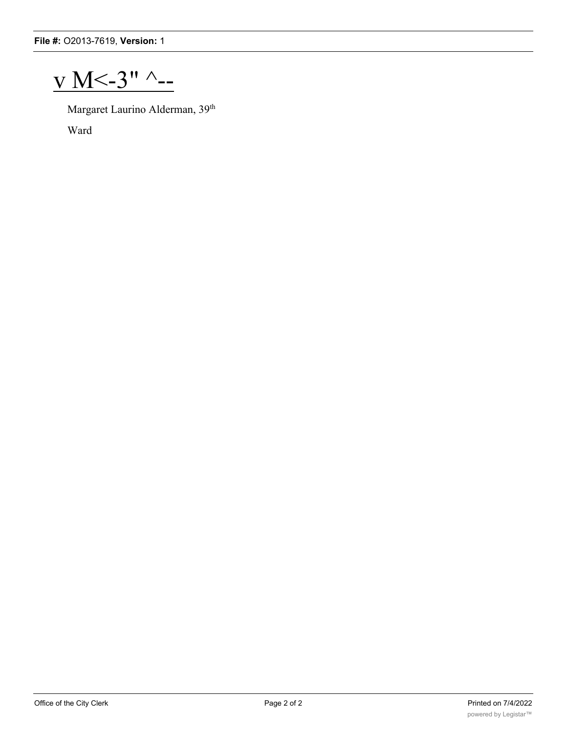v M<-3" ^--

Margaret Laurino Alderman, 39th

Ward